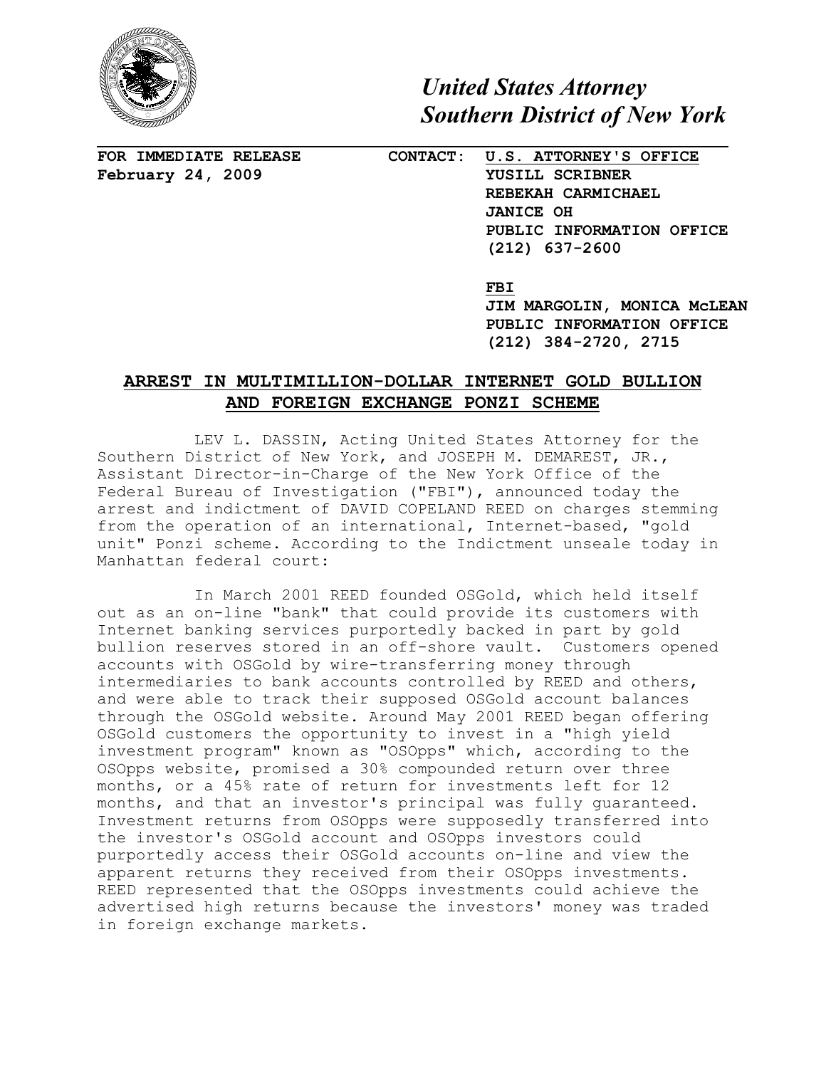# *United States Attorney*
# *Southern District of New York*

**FOR IMMEDIATE RELEASE**
**February 24, 2009**

**CONTACT:** **U.S. ATTORNEY'S OFFICE**
**YUSILL SCRIBNER**
**REBEKAH CARMICHAEL**
**JANICE OH**
**PUBLIC INFORMATION OFFICE**
**(212) 637-2600**

**FBI**
**JIM MARGOLIN, MONICA McLEAN**
**PUBLIC INFORMATION OFFICE**
**(212) 384-2720, 2715**

## ARREST IN MULTIMILLION-DOLLAR INTERNET GOLD BULLION AND FOREIGN EXCHANGE PONZI SCHEME

LEV L. DASSIN, Acting United States Attorney for the Southern District of New York, and JOSEPH M. DEMAREST, JR., Assistant Director-in-Charge of the New York Office of the Federal Bureau of Investigation ("FBI"), announced today the arrest and indictment of DAVID COPELAND REED on charges stemming from the operation of an international, Internet-based, "gold unit" Ponzi scheme. According to the Indictment unseale today in Manhattan federal court:

In March 2001 REED founded OSGold, which held itself out as an on-line "bank" that could provide its customers with Internet banking services purportedly backed in part by gold bullion reserves stored in an off-shore vault. Customers opened accounts with OSGold by wire-transferring money through intermediaries to bank accounts controlled by REED and others, and were able to track their supposed OSGold account balances through the OSGold website. Around May 2001 REED began offering OSGold customers the opportunity to invest in a "high yield investment program" known as "OSOpps" which, according to the OSOpps website, promised a 30% compounded return over three months, or a 45% rate of return for investments left for 12 months, and that an investor's principal was fully guaranteed. Investment returns from OSOpps were supposedly transferred into the investor's OSGold account and OSOpps investors could purportedly access their OSGold accounts on-line and view the apparent returns they received from their OSOpps investments. REED represented that the OSOpps investments could achieve the advertised high returns because the investors' money was traded in foreign exchange markets.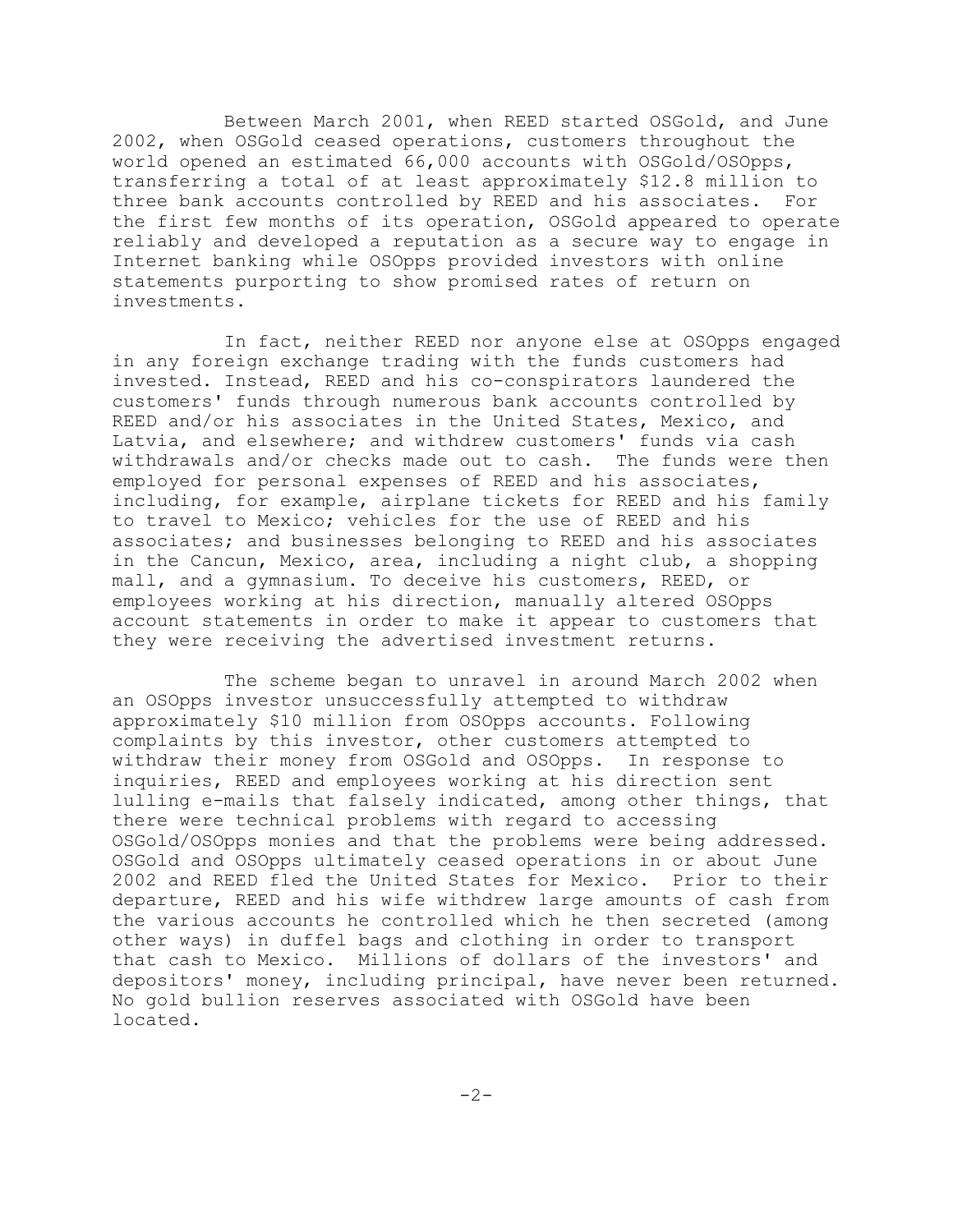Between March 2001, when REED started OSGold, and June 2002, when OSGold ceased operations, customers throughout the world opened an estimated 66,000 accounts with OSGold/OSOpps, transferring a total of at least approximately $12.8 million to three bank accounts controlled by REED and his associates. For the first few months of its operation, OSGold appeared to operate reliably and developed a reputation as a secure way to engage in Internet banking while OSOpps provided investors with online statements purporting to show promised rates of return on investments.

In fact, neither REED nor anyone else at OSOpps engaged in any foreign exchange trading with the funds customers had invested. Instead, REED and his co-conspirators laundered the customers' funds through numerous bank accounts controlled by REED and/or his associates in the United States, Mexico, and Latvia, and elsewhere; and withdrew customers' funds via cash withdrawals and/or checks made out to cash. The funds were then employed for personal expenses of REED and his associates, including, for example, airplane tickets for REED and his family to travel to Mexico; vehicles for the use of REED and his associates; and businesses belonging to REED and his associates in the Cancun, Mexico, area, including a night club, a shopping mall, and a gymnasium. To deceive his customers, REED, or employees working at his direction, manually altered OSOpps account statements in order to make it appear to customers that they were receiving the advertised investment returns.

The scheme began to unravel in around March 2002 when an OSOpps investor unsuccessfully attempted to withdraw approximately $10 million from OSOpps accounts. Following complaints by this investor, other customers attempted to withdraw their money from OSGold and OSOpps. In response to inquiries, REED and employees working at his direction sent lulling e-mails that falsely indicated, among other things, that there were technical problems with regard to accessing OSGold/OSOpps monies and that the problems were being addressed. OSGold and OSOpps ultimately ceased operations in or about June 2002 and REED fled the United States for Mexico. Prior to their departure, REED and his wife withdrew large amounts of cash from the various accounts he controlled which he then secreted (among other ways) in duffel bags and clothing in order to transport that cash to Mexico. Millions of dollars of the investors' and depositors' money, including principal, have never been returned. No gold bullion reserves associated with OSGold have been located.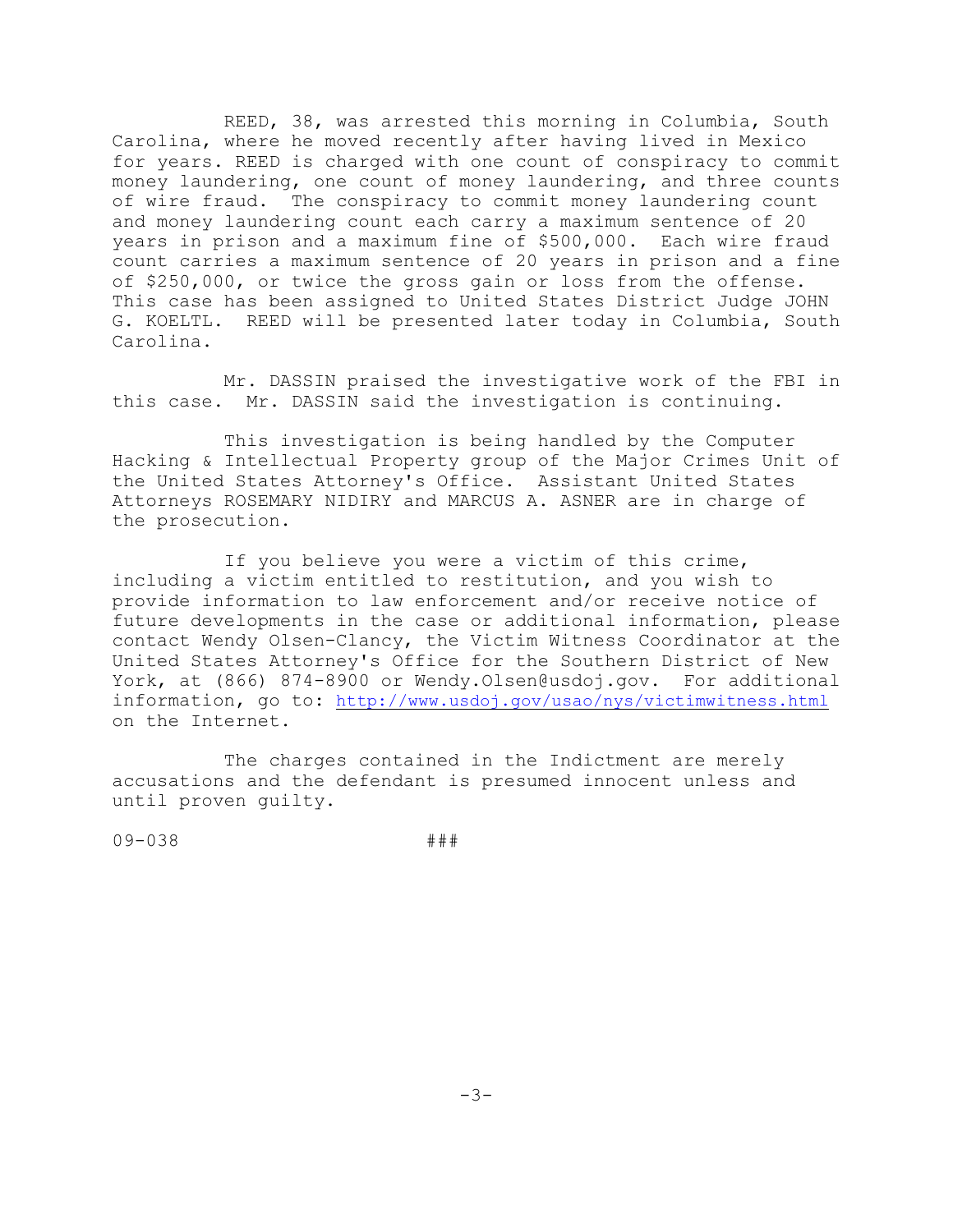REED, 38, was arrested this morning in Columbia, South Carolina, where he moved recently after having lived in Mexico for years. REED is charged with one count of conspiracy to commit money laundering, one count of money laundering, and three counts of wire fraud. The conspiracy to commit money laundering count and money laundering count each carry a maximum sentence of 20 years in prison and a maximum fine of $500,000. Each wire fraud count carries a maximum sentence of 20 years in prison and a fine of $250,000, or twice the gross gain or loss from the offense. This case has been assigned to United States District Judge JOHN G. KOELTL. REED will be presented later today in Columbia, South Carolina.

Mr. DASSIN praised the investigative work of the FBI in this case. Mr. DASSIN said the investigation is continuing.

This investigation is being handled by the Computer Hacking & Intellectual Property group of the Major Crimes Unit of the United States Attorney's Office. Assistant United States Attorneys ROSEMARY NIDIRY and MARCUS A. ASNER are in charge of the prosecution.

If you believe you were a victim of this crime, including a victim entitled to restitution, and you wish to provide information to law enforcement and/or receive notice of future developments in the case or additional information, please contact Wendy Olsen-Clancy, the Victim Witness Coordinator at the United States Attorney's Office for the Southern District of New York, at (866) 874-8900 or Wendy.Olsen@usdoj.gov. For additional information, go to: http://www.usdoj.gov/usao/nys/victimwitness.html on the Internet.

The charges contained in the Indictment are merely accusations and the defendant is presumed innocent unless and until proven guilty.

09-038 ###